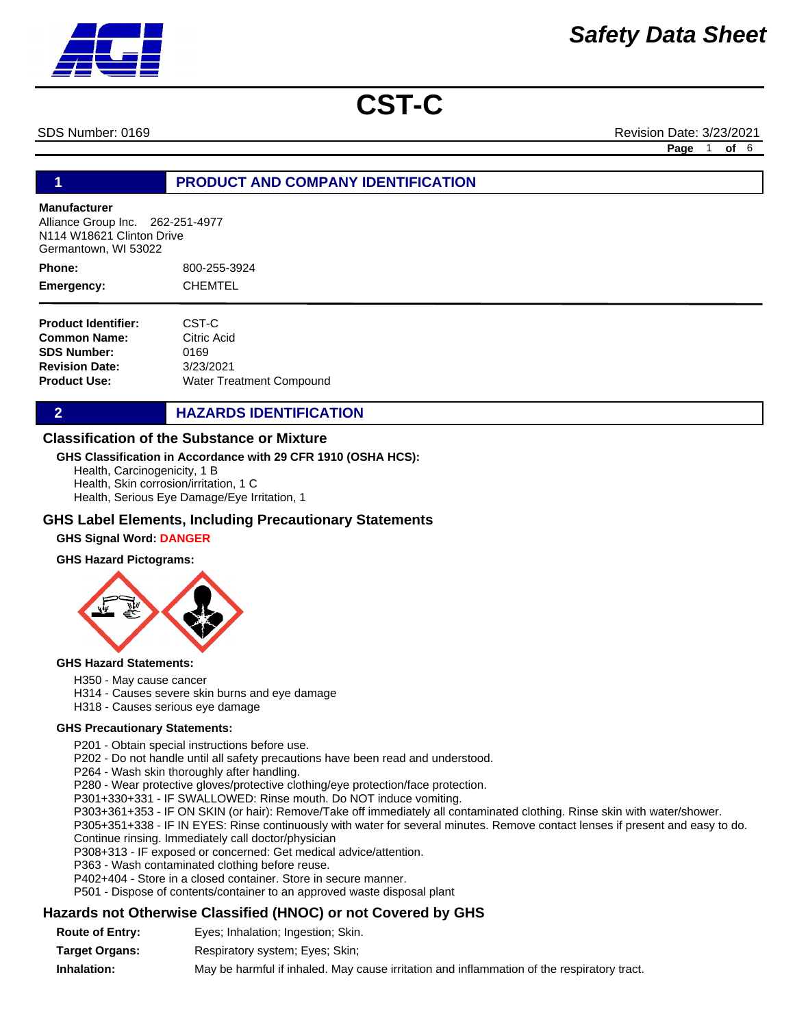# Safety Data Sheet

# CST-C

SDS Number: 0169 | Revision Date: 3/23/2021

## 1 PRODUCT AND COMPANY IDENTIFICATION

**Manufacturer**
Alliance Group Inc. 262-251-4977
N114 W18621 Clinton Drive
Germantown, WI 53022

**Phone:** 800-255-3924
**Emergency:** CHEMTEL

**Product Identifier:** CST-C
**Common Name:** Citric Acid
**SDS Number:** 0169
**Revision Date:** 3/23/2021
**Product Use:** Water Treatment Compound

## 2 HAZARDS IDENTIFICATION

### Classification of the Substance or Mixture

**GHS Classification in Accordance with 29 CFR 1910 (OSHA HCS):**

Health, Carcinogenicity, 1 B
Health, Skin corrosion/irritation, 1 C
Health, Serious Eye Damage/Eye Irritation, 1

### GHS Label Elements, Including Precautionary Statements

**GHS Signal Word: DANGER**

**GHS Hazard Pictograms:**

**GHS Hazard Statements:**

H350 - May cause cancer
H314 - Causes severe skin burns and eye damage
H318 - Causes serious eye damage

**GHS Precautionary Statements:**

P201 - Obtain special instructions before use.
P202 - Do not handle until all safety precautions have been read and understood.
P264 - Wash skin thoroughly after handling.
P280 - Wear protective gloves/protective clothing/eye protection/face protection.
P301+330+331 - IF SWALLOWED: Rinse mouth. Do NOT induce vomiting.
P303+361+353 - IF ON SKIN (or hair): Remove/Take off immediately all contaminated clothing. Rinse skin with water/shower.
P305+351+338 - IF IN EYES: Rinse continuously with water for several minutes. Remove contact lenses if present and easy to do. Continue rinsing. Immediately call doctor/physician
P308+313 - IF exposed or concerned: Get medical advice/attention.
P363 - Wash contaminated clothing before reuse.
P402+404 - Store in a closed container. Store in secure manner.
P501 - Dispose of contents/container to an approved waste disposal plant

### Hazards not Otherwise Classified (HNOC) or not Covered by GHS

**Route of Entry:** Eyes; Inhalation; Ingestion; Skin.
**Target Organs:** Respiratory system; Eyes; Skin;
**Inhalation:** May be harmful if inhaled. May cause irritation and inflammation of the respiratory tract.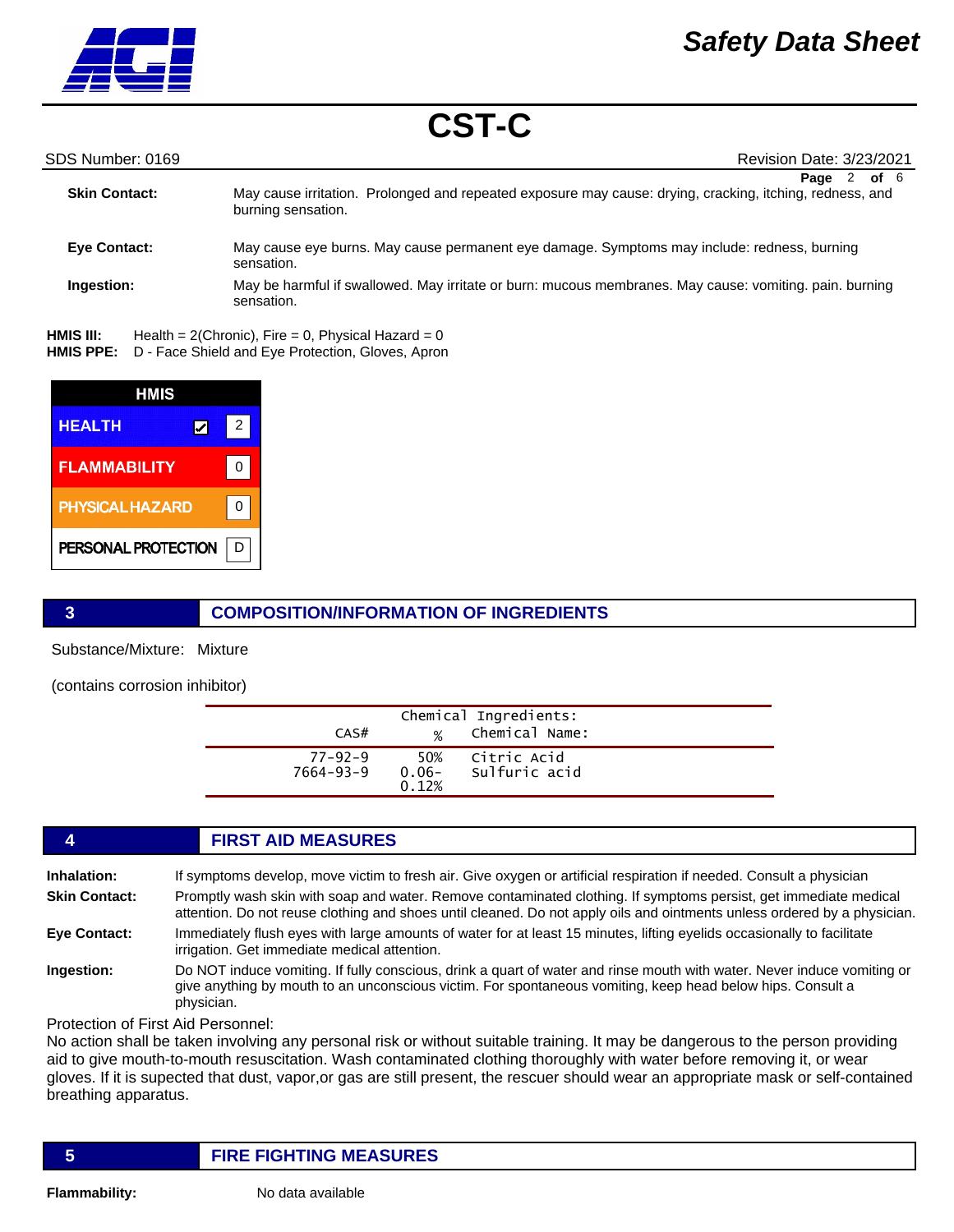**Skin Contact:** May cause irritation. Prolonged and repeated exposure may cause: drying, cracking, itching, redness, and burning sensation.

**Eye Contact:** May cause eye burns. May cause permanent eye damage. Symptoms may include: redness, burning sensation.

**Ingestion:** May be harmful if swallowed. May irritate or burn: mucous membranes. May cause: vomiting. pain. burning sensation.

**HMIS III:** Health = 2(Chronic), Fire = 0, Physical Hazard = 0
**HMIS PPE:** D - Face Shield and Eye Protection, Gloves, Apron

| HMIS | |
|---|---|
| HEALTH ☑ | 2 |
| FLAMMABILITY | 0 |
| PHYSICAL HAZARD | 0 |
| PERSONAL PROTECTION | D |

## 3 COMPOSITION/INFORMATION OF INGREDIENTS

Substance/Mixture: Mixture

(contains corrosion inhibitor)

| CAS# | % | Chemical Ingredients: Chemical Name: |
|---|---|---|
| 77-92-9 | 50% | Citric Acid |
| 7664-93-9 | 0.06-0.12% | Sulfuric acid |

## 4 FIRST AID MEASURES

**Inhalation:** If symptoms develop, move victim to fresh air. Give oxygen or artificial respiration if needed. Consult a physician

**Skin Contact:** Promptly wash skin with soap and water. Remove contaminated clothing. If symptoms persist, get immediate medical attention. Do not reuse clothing and shoes until cleaned. Do not apply oils and ointments unless ordered by a physician.

**Eye Contact:** Immediately flush eyes with large amounts of water for at least 15 minutes, lifting eyelids occasionally to facilitate irrigation. Get immediate medical attention.

**Ingestion:** Do NOT induce vomiting. If fully conscious, drink a quart of water and rinse mouth with water. Never induce vomiting or give anything by mouth to an unconscious victim. For spontaneous vomiting, keep head below hips. Consult a physician.

Protection of First Aid Personnel:
No action shall be taken involving any personal risk or without suitable training. It may be dangerous to the person providing aid to give mouth-to-mouth resuscitation. Wash contaminated clothing thoroughly with water before removing it, or wear gloves. If it is supected that dust, vapor,or gas are still present, the rescuer should wear an appropriate mask or self-contained breathing apparatus.

## 5 FIRE FIGHTING MEASURES

**Flammability:** No data available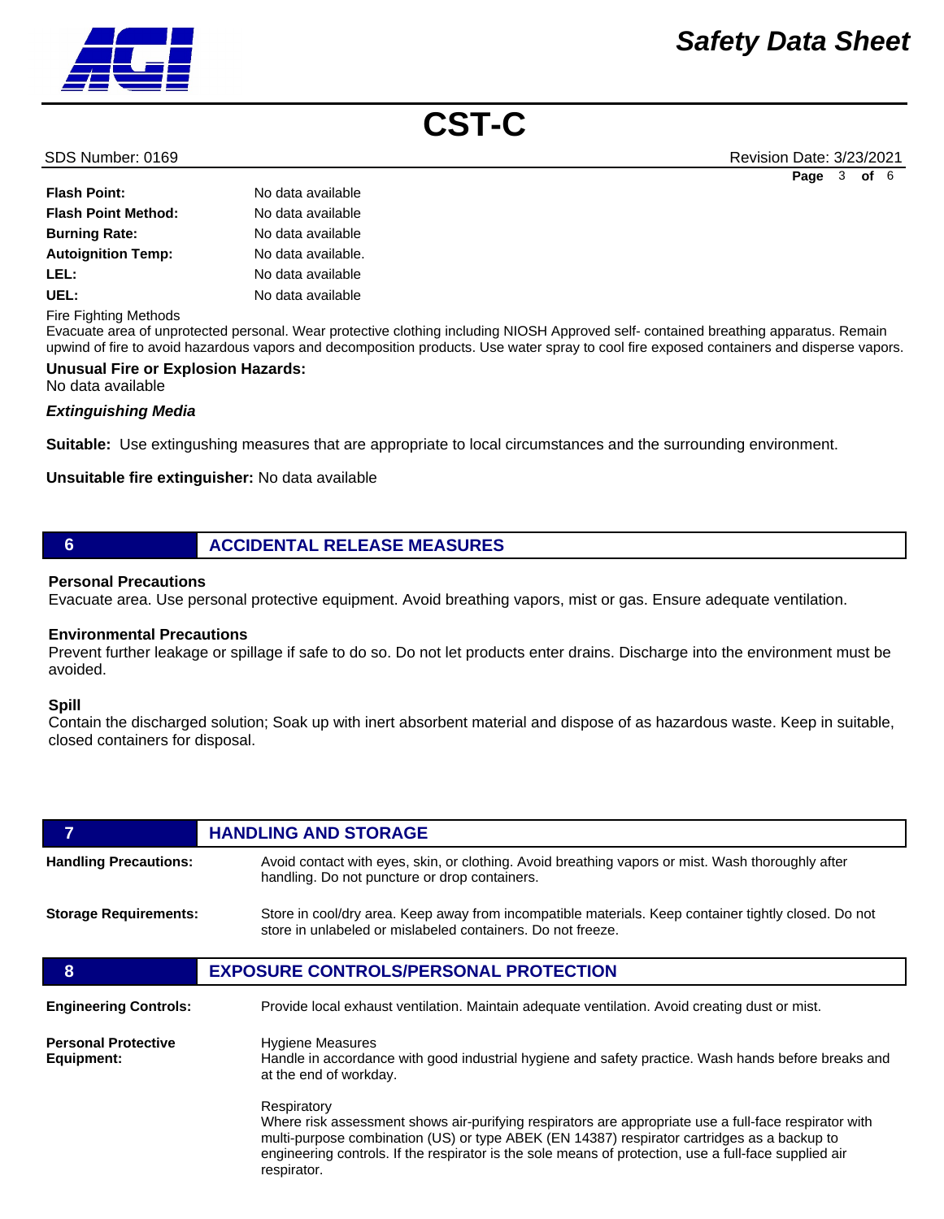| | |
|---|---|
| **Flash Point:** | No data available |
| **Flash Point Method:** | No data available |
| **Burning Rate:** | No data available |
| **Autoignition Temp:** | No data available. |
| **LEL:** | No data available |
| **UEL:** | No data available |

Fire Fighting Methods
Evacuate area of unprotected personal. Wear protective clothing including NIOSH Approved self- contained breathing apparatus. Remain upwind of fire to avoid hazardous vapors and decomposition products. Use water spray to cool fire exposed containers and disperse vapors.

**Unusual Fire or Explosion Hazards:**
No data available

***Extinguishing Media***

**Suitable:** Use extingushing measures that are appropriate to local circumstances and the surrounding environment.

**Unsuitable fire extinguisher:** No data available

## 6 ACCIDENTAL RELEASE MEASURES

**Personal Precautions**
Evacuate area. Use personal protective equipment. Avoid breathing vapors, mist or gas. Ensure adequate ventilation.

**Environmental Precautions**
Prevent further leakage or spillage if safe to do so. Do not let products enter drains. Discharge into the environment must be avoided.

**Spill**
Contain the discharged solution; Soak up with inert absorbent material and dispose of as hazardous waste. Keep in suitable, closed containers for disposal.

## 7 HANDLING AND STORAGE

**Handling Precautions:** Avoid contact with eyes, skin, or clothing. Avoid breathing vapors or mist. Wash thoroughly after handling. Do not puncture or drop containers.

**Storage Requirements:** Store in cool/dry area. Keep away from incompatible materials. Keep container tightly closed. Do not store in unlabeled or mislabeled containers. Do not freeze.

## 8 EXPOSURE CONTROLS/PERSONAL PROTECTION

**Engineering Controls:** Provide local exhaust ventilation. Maintain adequate ventilation. Avoid creating dust or mist.

**Personal Protective Equipment:**

Hygiene Measures
Handle in accordance with good industrial hygiene and safety practice. Wash hands before breaks and at the end of workday.

Respiratory
Where risk assessment shows air-purifying respirators are appropriate use a full-face respirator with multi-purpose combination (US) or type ABEK (EN 14387) respirator cartridges as a backup to engineering controls. If the respirator is the sole means of protection, use a full-face supplied air respirator.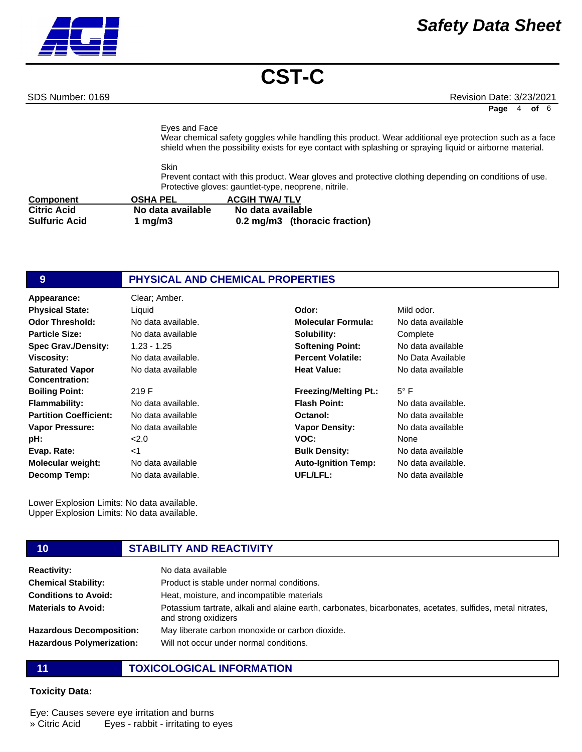Eyes and Face
Wear chemical safety goggles while handling this product. Wear additional eye protection such as a face shield when the possibility exists for eye contact with splashing or spraying liquid or airborne material.

Skin
Prevent contact with this product. Wear gloves and protective clothing depending on conditions of use. Protective gloves: gauntlet-type, neoprene, nitrile.

| Component | OSHA PEL | ACGIH TWA/ TLV |
|---|---|---|
| **Citric Acid** | **No data available** | **No data available** |
| **Sulfuric Acid** | **1 mg/m3** | **0.2 mg/m3 (thoracic fraction)** |

## 9 PHYSICAL AND CHEMICAL PROPERTIES

| | | | |
|---|---|---|---|
| **Appearance:** | Clear; Amber. | | |
| **Physical State:** | Liquid | **Odor:** | Mild odor. |
| **Odor Threshold:** | No data available. | **Molecular Formula:** | No data available |
| **Particle Size:** | No data available | **Solubility:** | Complete |
| **Spec Grav./Density:** | 1.23 - 1.25 | **Softening Point:** | No data available |
| **Viscosity:** | No data available. | **Percent Volatile:** | No Data Available |
| **Saturated Vapor Concentration:** | No data available | **Heat Value:** | No data available |
| **Boiling Point:** | 219 F | **Freezing/Melting Pt.:** | 5° F |
| **Flammability:** | No data available. | **Flash Point:** | No data available. |
| **Partition Coefficient:** | No data available | **Octanol:** | No data available |
| **Vapor Pressure:** | No data available | **Vapor Density:** | No data available |
| **pH:** | <2.0 | **VOC:** | None |
| **Evap. Rate:** | <1 | **Bulk Density:** | No data available |
| **Molecular weight:** | No data available | **Auto-Ignition Temp:** | No data available. |
| **Decomp Temp:** | No data available. | **UFL/LFL:** | No data available |

Lower Explosion Limits: No data available.
Upper Explosion Limits: No data available.

## 10 STABILITY AND REACTIVITY

| | |
|---|---|
| **Reactivity:** | No data available |
| **Chemical Stability:** | Product is stable under normal conditions. |
| **Conditions to Avoid:** | Heat, moisture, and incompatible materials |
| **Materials to Avoid:** | Potassium tartrate, alkali and alaine earth, carbonates, bicarbonates, acetates, sulfides, metal nitrates, and strong oxidizers |
| **Hazardous Decomposition:** | May liberate carbon monoxide or carbon dioxide. |
| **Hazardous Polymerization:** | Will not occur under normal conditions. |

## 11 TOXICOLOGICAL INFORMATION

**Toxicity Data:**

Eye: Causes severe eye irritation and burns
» Citric Acid Eyes - rabbit - irritating to eyes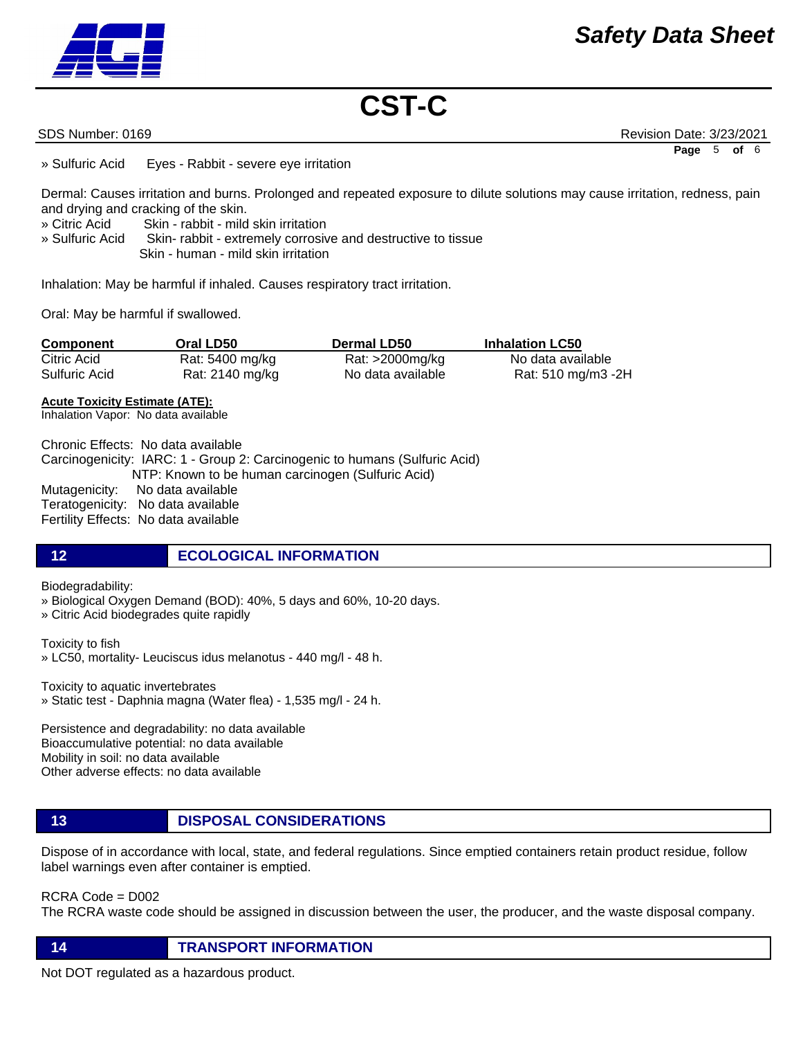» Sulfuric Acid     Eyes - Rabbit - severe eye irritation

Dermal: Causes irritation and burns. Prolonged and repeated exposure to dilute solutions may cause irritation, redness, pain and drying and cracking of the skin.
» Citric Acid     Skin - rabbit - mild skin irritation
» Sulfuric Acid     Skin- rabbit - extremely corrosive and destructive to tissue
Skin - human - mild skin irritation

Inhalation: May be harmful if inhaled. Causes respiratory tract irritation.

Oral: May be harmful if swallowed.

| Component | Oral LD50 | Dermal LD50 | Inhalation LC50 |
|---|---|---|---|
| Citric Acid | Rat: 5400 mg/kg | Rat: >2000mg/kg | No data available |
| Sulfuric Acid | Rat: 2140 mg/kg | No data available | Rat: 510 mg/m3 -2H |

**Acute Toxicity Estimate (ATE):**
Inhalation Vapor: No data available

Chronic Effects: No data available
Carcinogenicity: IARC: 1 - Group 2: Carcinogenic to humans (Sulfuric Acid)
NTP: Known to be human carcinogen (Sulfuric Acid)
Mutagenicity: No data available
Teratogenicity: No data available
Fertility Effects: No data available

## 12 ECOLOGICAL INFORMATION

Biodegradability:
» Biological Oxygen Demand (BOD): 40%, 5 days and 60%, 10-20 days.
» Citric Acid biodegrades quite rapidly

Toxicity to fish
» LC50, mortality- Leuciscus idus melanotus - 440 mg/l - 48 h.

Toxicity to aquatic invertebrates
» Static test - Daphnia magna (Water flea) - 1,535 mg/l - 24 h.

Persistence and degradability: no data available
Bioaccumulative potential: no data available
Mobility in soil: no data available
Other adverse effects: no data available

## 13 DISPOSAL CONSIDERATIONS

Dispose of in accordance with local, state, and federal regulations. Since emptied containers retain product residue, follow label warnings even after container is emptied.

RCRA Code = D002
The RCRA waste code should be assigned in discussion between the user, the producer, and the waste disposal company.

## 14 TRANSPORT INFORMATION

Not DOT regulated as a hazardous product.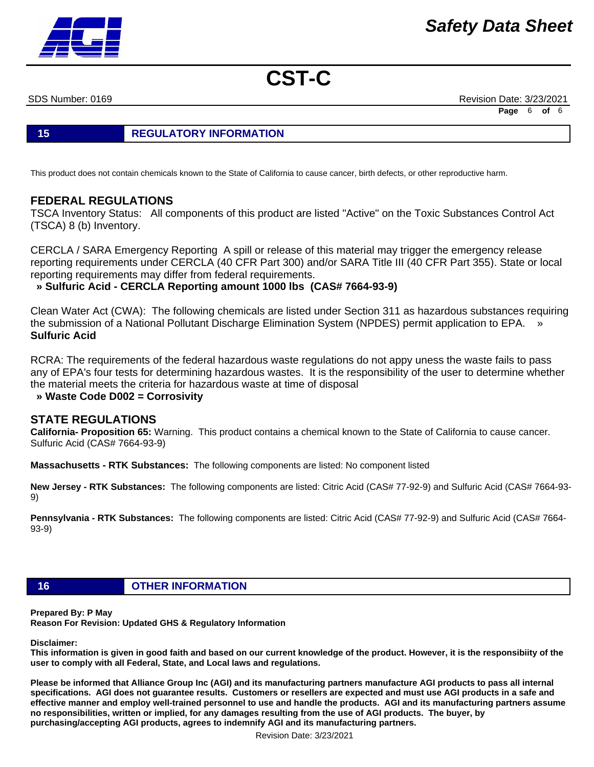## 15 REGULATORY INFORMATION

This product does not contain chemicals known to the State of California to cause cancer, birth defects, or other reproductive harm.

### FEDERAL REGULATIONS

TSCA Inventory Status: All components of this product are listed "Active" on the Toxic Substances Control Act (TSCA) 8 (b) Inventory.

CERCLA / SARA Emergency Reporting A spill or release of this material may trigger the emergency release reporting requirements under CERCLA (40 CFR Part 300) and/or SARA Title III (40 CFR Part 355). State or local reporting requirements may differ from federal requirements.

**» Sulfuric Acid - CERCLA Reporting amount 1000 lbs (CAS# 7664-93-9)**

Clean Water Act (CWA): The following chemicals are listed under Section 311 as hazardous substances requiring the submission of a National Pollutant Discharge Elimination System (NPDES) permit application to EPA. **» Sulfuric Acid**

RCRA: The requirements of the federal hazardous waste regulations do not appy uness the waste fails to pass any of EPA's four tests for determining hazardous wastes. It is the responsibility of the user to determine whether the material meets the criteria for hazardous waste at time of disposal

**» Waste Code D002 = Corrosivity**

### STATE REGULATIONS

**California- Proposition 65:** Warning. This product contains a chemical known to the State of California to cause cancer. Sulfuric Acid (CAS# 7664-93-9)

**Massachusetts - RTK Substances:** The following components are listed: No component listed

**New Jersey - RTK Substances:** The following components are listed: Citric Acid (CAS# 77-92-9) and Sulfuric Acid (CAS# 7664-93-9)

**Pennsylvania - RTK Substances:** The following components are listed: Citric Acid (CAS# 77-92-9) and Sulfuric Acid (CAS# 7664-93-9)

## 16 OTHER INFORMATION

**Prepared By: P May**
**Reason For Revision: Updated GHS & Regulatory Information**

**Disclaimer:**
**This information is given in good faith and based on our current knowledge of the product. However, it is the responsibiity of the user to comply with all Federal, State, and Local laws and regulations.**

**Please be informed that Alliance Group Inc (AGI) and its manufacturing partners manufacture AGI products to pass all internal specifications. AGI does not guarantee results. Customers or resellers are expected and must use AGI products in a safe and effective manner and employ well-trained personnel to use and handle the products. AGI and its manufacturing partners assume no responsibilities, written or implied, for any damages resulting from the use of AGI products. The buyer, by purchasing/accepting AGI products, agrees to indemnify AGI and its manufacturing partners.**